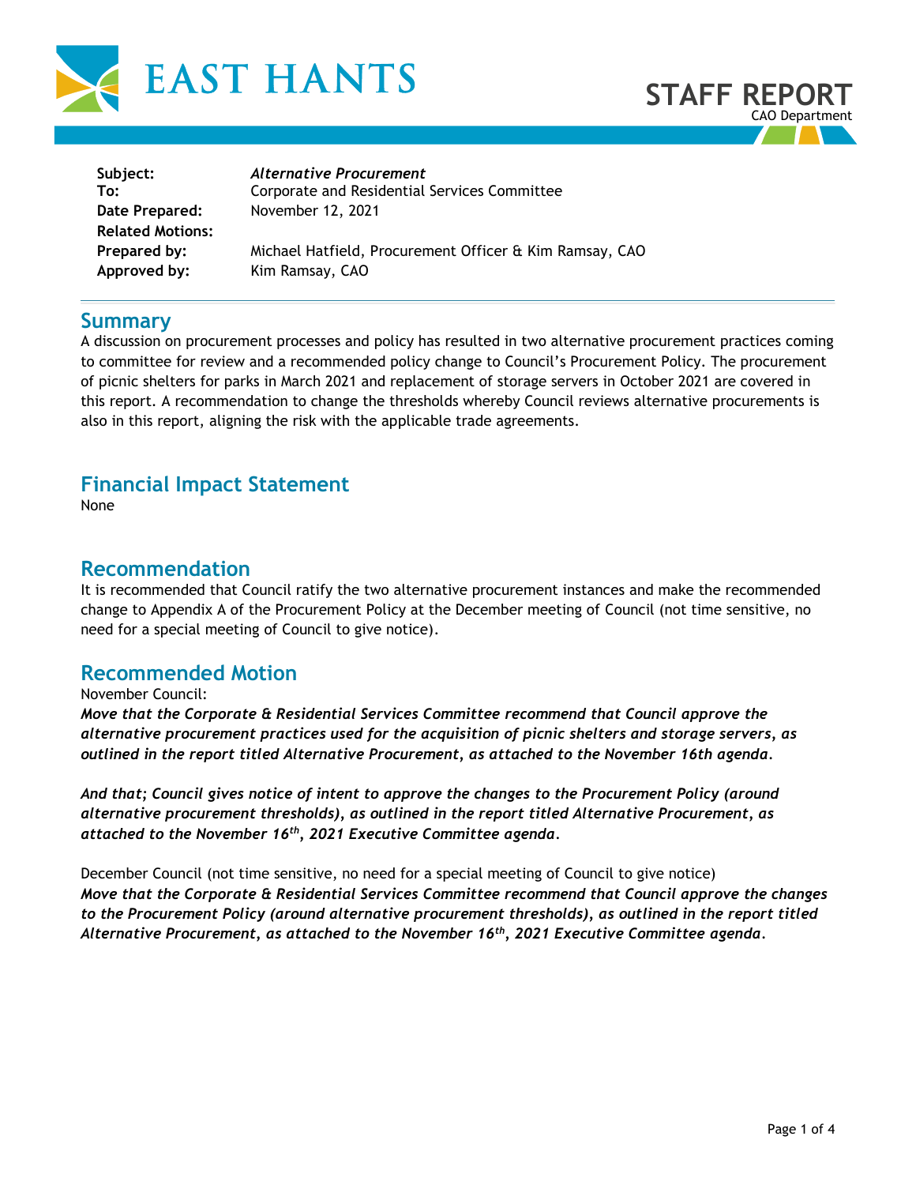EAST HANTS

# STAFF REPORT

CAO Department

| | |
|---|---|
| **Subject:** | *Alternative Procurement* |
| **To:** | Corporate and Residential Services Committee |
| **Date Prepared:** | November 12, 2021 |
| **Related Motions:** | |
| **Prepared by:** | Michael Hatfield, Procurement Officer & Kim Ramsay, CAO |
| **Approved by:** | Kim Ramsay, CAO |

## Summary

A discussion on procurement processes and policy has resulted in two alternative procurement practices coming to committee for review and a recommended policy change to Council's Procurement Policy. The procurement of picnic shelters for parks in March 2021 and replacement of storage servers in October 2021 are covered in this report. A recommendation to change the thresholds whereby Council reviews alternative procurements is also in this report, aligning the risk with the applicable trade agreements.

## Financial Impact Statement

None

## Recommendation

It is recommended that Council ratify the two alternative procurement instances and make the recommended change to Appendix A of the Procurement Policy at the December meeting of Council (not time sensitive, no need for a special meeting of Council to give notice).

## Recommended Motion

November Council:

***Move that the Corporate & Residential Services Committee recommend that Council approve the alternative procurement practices used for the acquisition of picnic shelters and storage servers, as outlined in the report titled Alternative Procurement, as attached to the November 16th agenda.***

***And that; Council gives notice of intent to approve the changes to the Procurement Policy (around alternative procurement thresholds), as outlined in the report titled Alternative Procurement, as attached to the November 16th, 2021 Executive Committee agenda.***

December Council (not time sensitive, no need for a special meeting of Council to give notice)

***Move that the Corporate & Residential Services Committee recommend that Council approve the changes to the Procurement Policy (around alternative procurement thresholds), as outlined in the report titled Alternative Procurement, as attached to the November 16th, 2021 Executive Committee agenda.***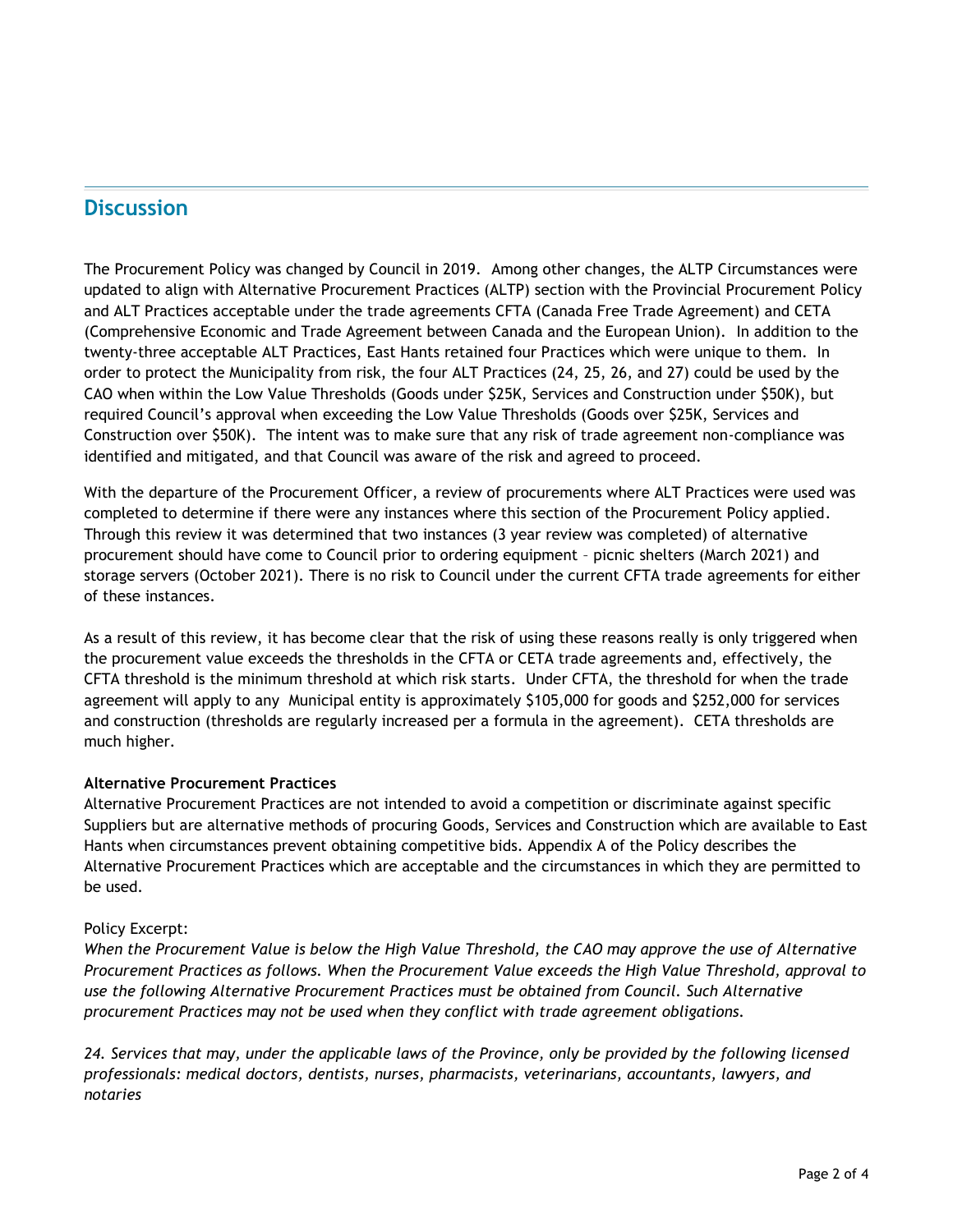## Discussion

The Procurement Policy was changed by Council in 2019. Among other changes, the ALTP Circumstances were updated to align with Alternative Procurement Practices (ALTP) section with the Provincial Procurement Policy and ALT Practices acceptable under the trade agreements CFTA (Canada Free Trade Agreement) and CETA (Comprehensive Economic and Trade Agreement between Canada and the European Union). In addition to the twenty-three acceptable ALT Practices, East Hants retained four Practices which were unique to them. In order to protect the Municipality from risk, the four ALT Practices (24, 25, 26, and 27) could be used by the CAO when within the Low Value Thresholds (Goods under $25K, Services and Construction under $50K), but required Council's approval when exceeding the Low Value Thresholds (Goods over $25K, Services and Construction over $50K). The intent was to make sure that any risk of trade agreement non-compliance was identified and mitigated, and that Council was aware of the risk and agreed to proceed.

With the departure of the Procurement Officer, a review of procurements where ALT Practices were used was completed to determine if there were any instances where this section of the Procurement Policy applied. Through this review it was determined that two instances (3 year review was completed) of alternative procurement should have come to Council prior to ordering equipment – picnic shelters (March 2021) and storage servers (October 2021). There is no risk to Council under the current CFTA trade agreements for either of these instances.

As a result of this review, it has become clear that the risk of using these reasons really is only triggered when the procurement value exceeds the thresholds in the CFTA or CETA trade agreements and, effectively, the CFTA threshold is the minimum threshold at which risk starts. Under CFTA, the threshold for when the trade agreement will apply to any Municipal entity is approximately $105,000 for goods and $252,000 for services and construction (thresholds are regularly increased per a formula in the agreement). CETA thresholds are much higher.

**Alternative Procurement Practices**

Alternative Procurement Practices are not intended to avoid a competition or discriminate against specific Suppliers but are alternative methods of procuring Goods, Services and Construction which are available to East Hants when circumstances prevent obtaining competitive bids. Appendix A of the Policy describes the Alternative Procurement Practices which are acceptable and the circumstances in which they are permitted to be used.

Policy Excerpt:

*When the Procurement Value is below the High Value Threshold, the CAO may approve the use of Alternative Procurement Practices as follows. When the Procurement Value exceeds the High Value Threshold, approval to use the following Alternative Procurement Practices must be obtained from Council. Such Alternative procurement Practices may not be used when they conflict with trade agreement obligations.*

*24. Services that may, under the applicable laws of the Province, only be provided by the following licensed professionals: medical doctors, dentists, nurses, pharmacists, veterinarians, accountants, lawyers, and notaries*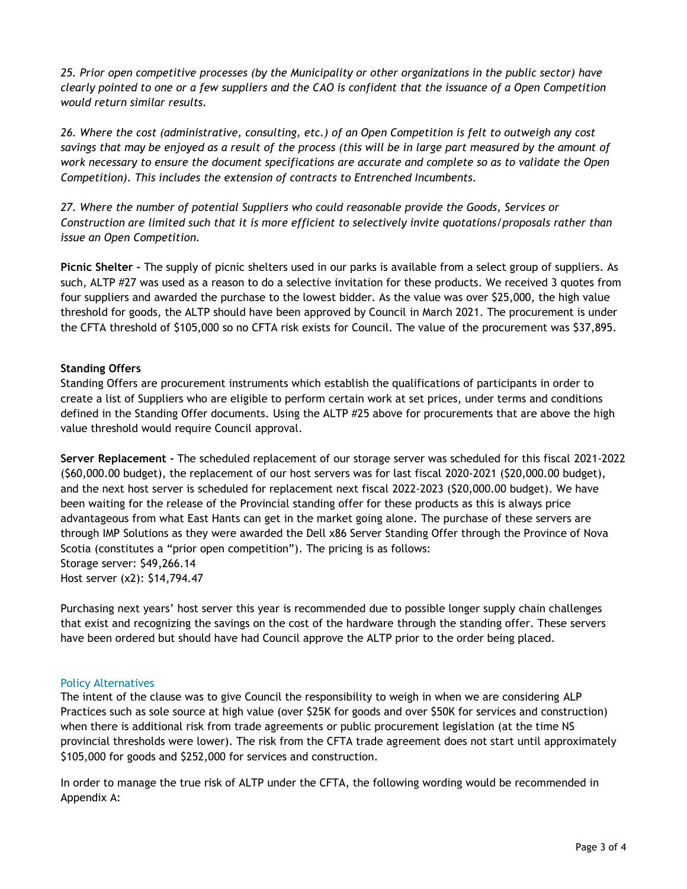*25. Prior open competitive processes (by the Municipality or other organizations in the public sector) have clearly pointed to one or a few suppliers and the CAO is confident that the issuance of a Open Competition would return similar results.*

*26. Where the cost (administrative, consulting, etc.) of an Open Competition is felt to outweigh any cost savings that may be enjoyed as a result of the process (this will be in large part measured by the amount of work necessary to ensure the document specifications are accurate and complete so as to validate the Open Competition). This includes the extension of contracts to Entrenched Incumbents.*

*27. Where the number of potential Suppliers who could reasonable provide the Goods, Services or Construction are limited such that it is more efficient to selectively invite quotations/proposals rather than issue an Open Competition.*

**Picnic Shelter –** The supply of picnic shelters used in our parks is available from a select group of suppliers. As such, ALTP #27 was used as a reason to do a selective invitation for these products. We received 3 quotes from four suppliers and awarded the purchase to the lowest bidder. As the value was over $25,000, the high value threshold for goods, the ALTP should have been approved by Council in March 2021. The procurement is under the CFTA threshold of $105,000 so no CFTA risk exists for Council. The value of the procurement was $37,895.

**Standing Offers**

Standing Offers are procurement instruments which establish the qualifications of participants in order to create a list of Suppliers who are eligible to perform certain work at set prices, under terms and conditions defined in the Standing Offer documents. Using the ALTP #25 above for procurements that are above the high value threshold would require Council approval.

**Server Replacement -** The scheduled replacement of our storage server was scheduled for this fiscal 2021-2022 ($60,000.00 budget), the replacement of our host servers was for last fiscal 2020-2021 ($20,000.00 budget), and the next host server is scheduled for replacement next fiscal 2022-2023 ($20,000.00 budget). We have been waiting for the release of the Provincial standing offer for these products as this is always price advantageous from what East Hants can get in the market going alone. The purchase of these servers are through IMP Solutions as they were awarded the Dell x86 Server Standing Offer through the Province of Nova Scotia (constitutes a "prior open competition"). The pricing is as follows:
Storage server: $49,266.14
Host server (x2): $14,794.47

Purchasing next years' host server this year is recommended due to possible longer supply chain challenges that exist and recognizing the savings on the cost of the hardware through the standing offer. These servers have been ordered but should have had Council approve the ALTP prior to the order being placed.

## Policy Alternatives

The intent of the clause was to give Council the responsibility to weigh in when we are considering ALP Practices such as sole source at high value (over $25K for goods and over $50K for services and construction) when there is additional risk from trade agreements or public procurement legislation (at the time NS provincial thresholds were lower). The risk from the CFTA trade agreement does not start until approximately $105,000 for goods and $252,000 for services and construction.

In order to manage the true risk of ALTP under the CFTA, the following wording would be recommended in Appendix A: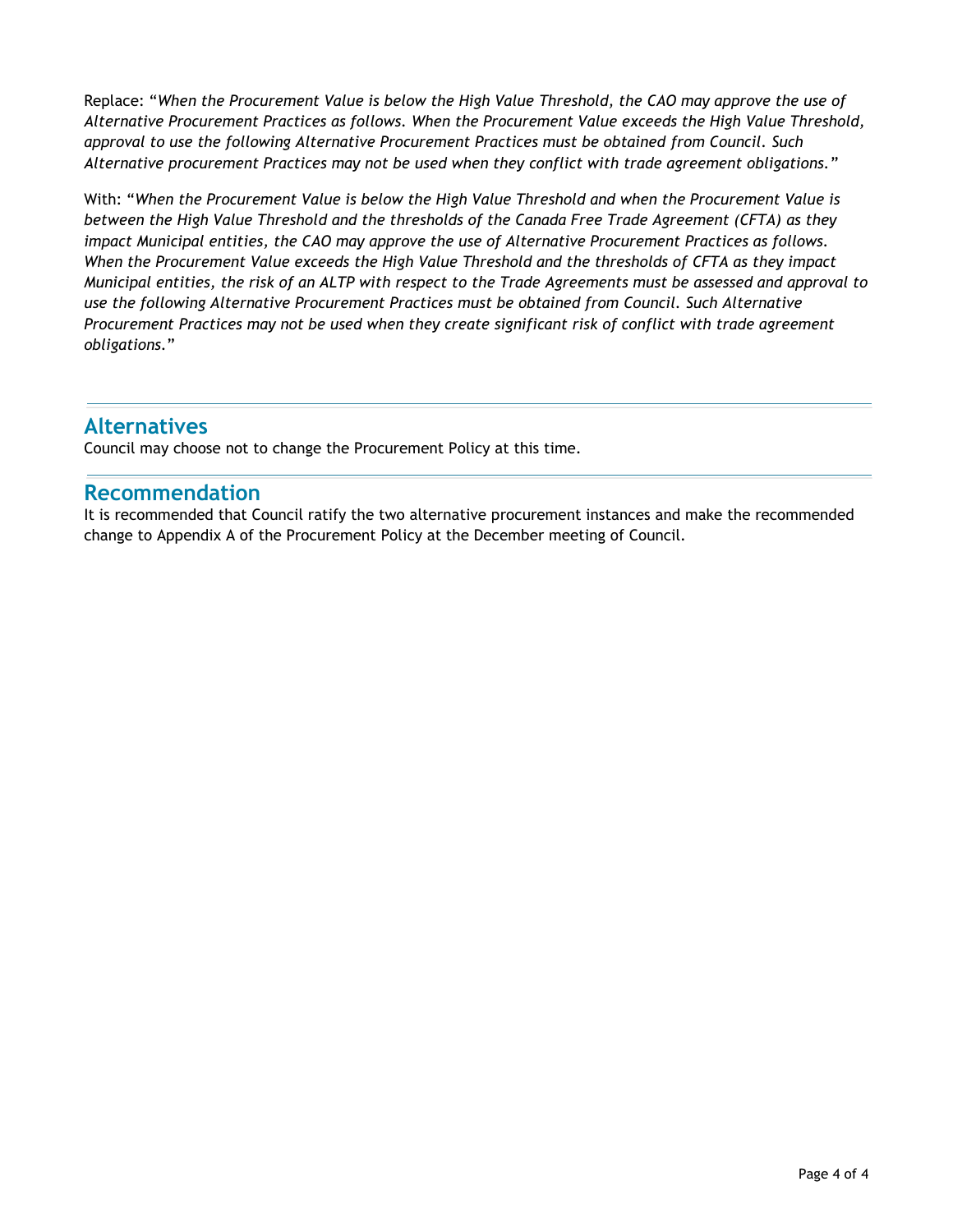Replace: "*When the Procurement Value is below the High Value Threshold, the CAO may approve the use of Alternative Procurement Practices as follows. When the Procurement Value exceeds the High Value Threshold, approval to use the following Alternative Procurement Practices must be obtained from Council. Such Alternative procurement Practices may not be used when they conflict with trade agreement obligations.*"

With: "*When the Procurement Value is below the High Value Threshold and when the Procurement Value is between the High Value Threshold and the thresholds of the Canada Free Trade Agreement (CFTA) as they impact Municipal entities, the CAO may approve the use of Alternative Procurement Practices as follows. When the Procurement Value exceeds the High Value Threshold and the thresholds of CFTA as they impact Municipal entities, the risk of an ALTP with respect to the Trade Agreements must be assessed and approval to use the following Alternative Procurement Practices must be obtained from Council. Such Alternative Procurement Practices may not be used when they create significant risk of conflict with trade agreement obligations.*"

## Alternatives

Council may choose not to change the Procurement Policy at this time.

## Recommendation

It is recommended that Council ratify the two alternative procurement instances and make the recommended change to Appendix A of the Procurement Policy at the December meeting of Council.